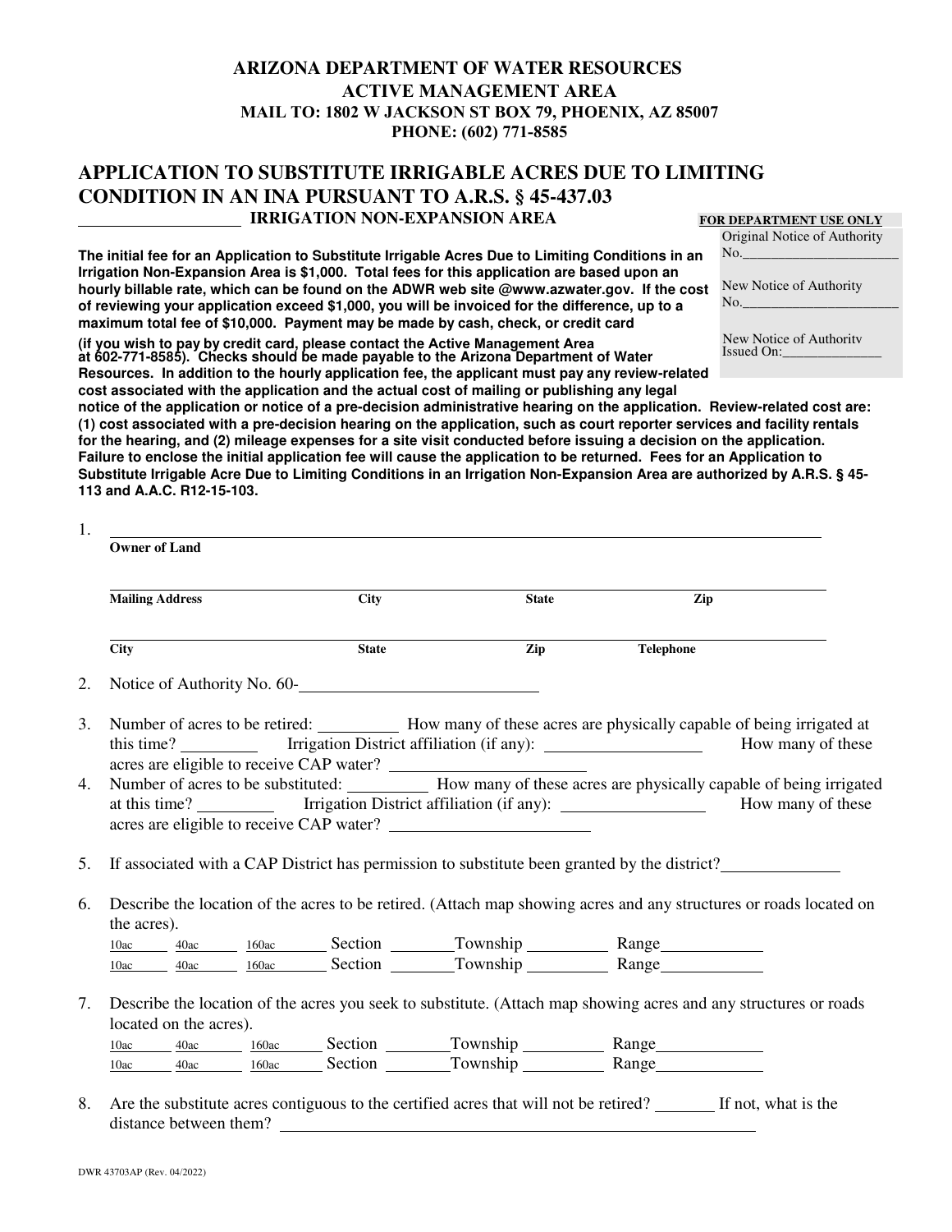# ARIZONA DEPARTMENT OF WATER RESOURCES
## ACTIVE MANAGEMENT AREA
**MAIL TO: 1802 W JACKSON ST BOX 79, PHOENIX, AZ 85007**
**PHONE: (602) 771-8585**

## APPLICATION TO SUBSTITUTE IRRIGABLE ACRES DUE TO LIMITING CONDITION IN AN INA PURSUANT TO A.R.S. § 45-437.03

**\_\_\_\_\_\_\_\_\_\_\_\_\_\_\_\_\_\_ IRRIGATION NON-EXPANSION AREA**

| FOR DEPARTMENT USE ONLY |
|---|
| Original Notice of Authority No.\_\_\_\_\_\_\_\_\_\_\_\_\_\_\_\_\_\_\_\_ |
| New Notice of Authority No.\_\_\_\_\_\_\_\_\_\_\_\_\_\_\_\_\_\_\_\_ |
| New Notice of Authority Issued On:\_\_\_\_\_\_\_\_\_\_\_\_\_ |

**The initial fee for an Application to Substitute Irrigable Acres Due to Limiting Conditions in an Irrigation Non-Expansion Area is $1,000. Total fees for this application are based upon an hourly billable rate, which can be found on the ADWR web site @www.azwater.gov. If the cost of reviewing your application exceed $1,000, you will be invoiced for the difference, up to a maximum total fee of $10,000. Payment may be made by cash, check, or credit card (if you wish to pay by credit card, please contact the Active Management Area at 602-771-8585). Checks should be made payable to the Arizona Department of Water Resources. In addition to the hourly application fee, the applicant must pay any review-related cost associated with the application and the actual cost of mailing or publishing any legal notice of the application or notice of a pre-decision administrative hearing on the application. Review-related cost are: (1) cost associated with a pre-decision hearing on the application, such as court reporter services and facility rentals for the hearing, and (2) mileage expenses for a site visit conducted before issuing a decision on the application. Failure to enclose the initial application fee will cause the application to be returned. Fees for an Application to Substitute Irrigable Acre Due to Limiting Conditions in an Irrigation Non-Expansion Area are authorized by A.R.S. § 45-113 and A.A.C. R12-15-103.**

1. \_\_\_\_\_\_\_\_\_\_\_\_\_\_\_\_\_\_\_\_\_\_\_\_\_\_\_\_\_\_\_\_\_\_\_\_\_\_\_\_\_\_\_\_\_\_\_\_
   **Owner of Land**

   \_\_\_\_\_\_\_\_\_\_\_\_\_\_\_\_\_\_\_\_\_\_\_\_\_\_\_\_\_\_\_\_\_\_\_\_\_\_\_\_\_\_\_\_\_\_\_\_
   **Mailing Address** **City** **State** **Zip**

   \_\_\_\_\_\_\_\_\_\_\_\_\_\_\_\_\_\_\_\_\_\_\_\_\_\_\_\_\_\_\_\_\_\_\_\_\_\_\_\_\_\_\_\_\_\_\_\_
   **City** **State** **Zip** **Telephone**

2. Notice of Authority No. 60-\_\_\_\_\_\_\_\_\_\_\_\_\_\_\_\_\_\_\_\_\_\_\_\_\_\_\_\_

3. Number of acres to be retired: \_\_\_\_\_\_\_\_\_\_ How many of these acres are physically capable of being irrigated at this time? \_\_\_\_\_\_\_\_\_ Irrigation District affiliation (if any): \_\_\_\_\_\_\_\_\_\_\_\_\_\_\_\_\_\_\_ How many of these acres are eligible to receive CAP water? \_\_\_\_\_\_\_\_\_\_\_\_\_\_\_\_\_\_\_\_\_\_\_\_\_\_

4. Number of acres to be substituted: \_\_\_\_\_\_\_\_\_\_ How many of these acres are physically capable of being irrigated at this time? \_\_\_\_\_\_\_\_\_ Irrigation District affiliation (if any): \_\_\_\_\_\_\_\_\_\_\_\_\_\_\_\_\_\_\_ How many of these acres are eligible to receive CAP water? \_\_\_\_\_\_\_\_\_\_\_\_\_\_\_\_\_\_\_\_\_\_\_\_\_\_

5. If associated with a CAP District has permission to substitute been granted by the district?\_\_\_\_\_\_\_\_\_\_\_\_\_\_

6. Describe the location of the acres to be retired. (Attach map showing acres and any structures or roads located on the acres).

   \_\_\_\_\_\_10ac \_\_\_\_\_\_40ac \_\_\_\_\_\_160ac Section \_\_\_\_\_\_\_\_Township \_\_\_\_\_\_\_\_\_\_ Range\_\_\_\_\_\_\_\_\_\_\_\_
   \_\_\_\_\_\_10ac \_\_\_\_\_\_40ac \_\_\_\_\_\_160ac Section \_\_\_\_\_\_\_\_Township \_\_\_\_\_\_\_\_\_\_ Range\_\_\_\_\_\_\_\_\_\_\_\_

7. Describe the location of the acres you seek to substitute. (Attach map showing acres and any structures or roads located on the acres).

   \_\_\_\_\_\_10ac \_\_\_\_\_\_40ac \_\_\_\_\_\_160ac Section \_\_\_\_\_\_\_\_Township \_\_\_\_\_\_\_\_\_\_ Range\_\_\_\_\_\_\_\_\_\_\_\_
   \_\_\_\_\_\_10ac \_\_\_\_\_\_40ac \_\_\_\_\_\_160ac Section \_\_\_\_\_\_\_\_Township \_\_\_\_\_\_\_\_\_\_ Range\_\_\_\_\_\_\_\_\_\_\_\_

8. Are the substitute acres contiguous to the certified acres that will not be retired? \_\_\_\_\_\_\_ If not, what is the distance between them? \_\_\_\_\_\_\_\_\_\_\_\_\_\_\_\_\_\_\_\_\_\_\_\_\_\_\_\_\_\_\_\_\_\_\_\_\_\_\_\_\_\_\_\_\_\_\_\_

DWR 43703AP (Rev. 04/2022)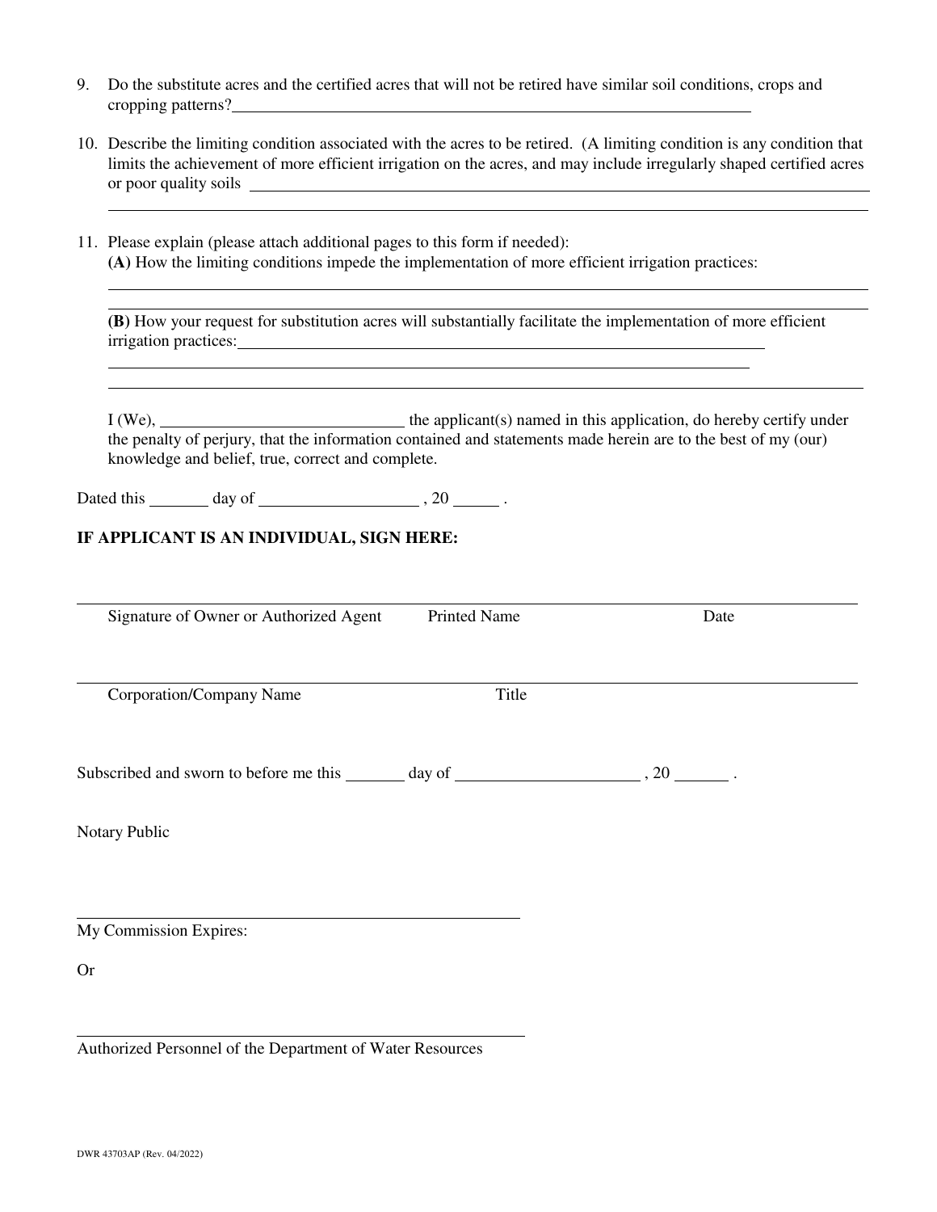9. Do the substitute acres and the certified acres that will not be retired have similar soil conditions, crops and cropping patterns?\_\_\_\_\_\_\_\_\_\_\_\_\_\_\_\_\_\_\_\_\_\_\_\_\_\_\_\_\_\_\_\_\_\_\_\_\_\_\_\_\_\_\_\_\_\_

10. Describe the limiting condition associated with the acres to be retired. (A limiting condition is any condition that limits the achievement of more efficient irrigation on the acres, and may include irregularly shaped certified acres or poor quality soils \_\_\_\_\_\_\_\_\_\_\_\_\_\_\_\_\_\_\_\_\_\_\_\_\_\_\_\_\_\_\_\_\_\_\_\_\_\_\_\_\_\_\_\_\_\_\_\_

    \_\_\_\_\_\_\_\_\_\_\_\_\_\_\_\_\_\_\_\_\_\_\_\_\_\_\_\_\_\_\_\_\_\_\_\_\_\_\_\_\_\_\_\_\_\_\_\_\_\_\_\_\_\_\_\_\_\_\_\_\_\_\_\_

11. Please explain (please attach additional pages to this form if needed):

    **(A)** How the limiting conditions impede the implementation of more efficient irrigation practices:

    \_\_\_\_\_\_\_\_\_\_\_\_\_\_\_\_\_\_\_\_\_\_\_\_\_\_\_\_\_\_\_\_\_\_\_\_\_\_\_\_\_\_\_\_\_\_\_\_\_\_\_\_\_\_\_\_\_\_\_\_\_\_\_\_

    \_\_\_\_\_\_\_\_\_\_\_\_\_\_\_\_\_\_\_\_\_\_\_\_\_\_\_\_\_\_\_\_\_\_\_\_\_\_\_\_\_\_\_\_\_\_\_\_\_\_\_\_\_\_\_\_\_\_\_\_\_\_\_\_

    **(B)** How your request for substitution acres will substantially facilitate the implementation of more efficient irrigation practices:\_\_\_\_\_\_\_\_\_\_\_\_\_\_\_\_\_\_\_\_\_\_\_\_\_\_\_\_\_\_\_\_\_\_\_\_\_\_\_\_\_\_\_\_

    \_\_\_\_\_\_\_\_\_\_\_\_\_\_\_\_\_\_\_\_\_\_\_\_\_\_\_\_\_\_\_\_\_\_\_\_\_\_\_\_\_\_\_\_\_\_\_\_\_\_\_\_\_\_\_\_\_\_\_\_\_\_\_\_

    \_\_\_\_\_\_\_\_\_\_\_\_\_\_\_\_\_\_\_\_\_\_\_\_\_\_\_\_\_\_\_\_\_\_\_\_\_\_\_\_\_\_\_\_\_\_\_\_\_\_\_\_\_\_\_\_\_\_\_\_\_\_\_\_

    I (We), \_\_\_\_\_\_\_\_\_\_\_\_\_\_\_\_\_\_\_\_\_\_\_\_\_\_\_\_ the applicant(s) named in this application, do hereby certify under the penalty of perjury, that the information contained and statements made herein are to the best of my (our) knowledge and belief, true, correct and complete.

Dated this \_\_\_\_\_\_\_ day of \_\_\_\_\_\_\_\_\_\_\_\_\_\_\_\_\_\_\_ , 20 \_\_\_\_\_ .

**IF APPLICANT IS AN INDIVIDUAL, SIGN HERE:**

\_\_\_\_\_\_\_\_\_\_\_\_\_\_\_\_\_\_\_\_\_\_\_\_\_\_\_\_\_\_\_\_\_\_\_\_\_\_\_\_\_\_\_\_\_\_\_\_\_\_\_\_\_\_\_\_\_\_\_\_\_\_\_\_

Signature of Owner or Authorized Agent          Printed Name          Date

\_\_\_\_\_\_\_\_\_\_\_\_\_\_\_\_\_\_\_\_\_\_\_\_\_\_\_\_\_\_\_\_\_\_\_\_\_\_\_\_\_\_\_\_\_\_\_\_\_\_\_\_\_\_\_\_\_\_\_\_\_\_\_\_

Corporation/Company Name          Title

Subscribed and sworn to before me this \_\_\_\_\_\_\_ day of \_\_\_\_\_\_\_\_\_\_\_\_\_\_\_\_\_\_\_\_\_\_ , 20 \_\_\_\_\_\_ .

Notary Public

\_\_\_\_\_\_\_\_\_\_\_\_\_\_\_\_\_\_\_\_\_\_\_\_\_\_\_\_\_\_\_\_\_\_\_\_\_\_\_\_\_\_\_\_

My Commission Expires:

Or

\_\_\_\_\_\_\_\_\_\_\_\_\_\_\_\_\_\_\_\_\_\_\_\_\_\_\_\_\_\_\_\_\_\_\_\_\_\_\_\_\_\_\_\_

Authorized Personnel of the Department of Water Resources

DWR 43703AP (Rev. 04/2022)